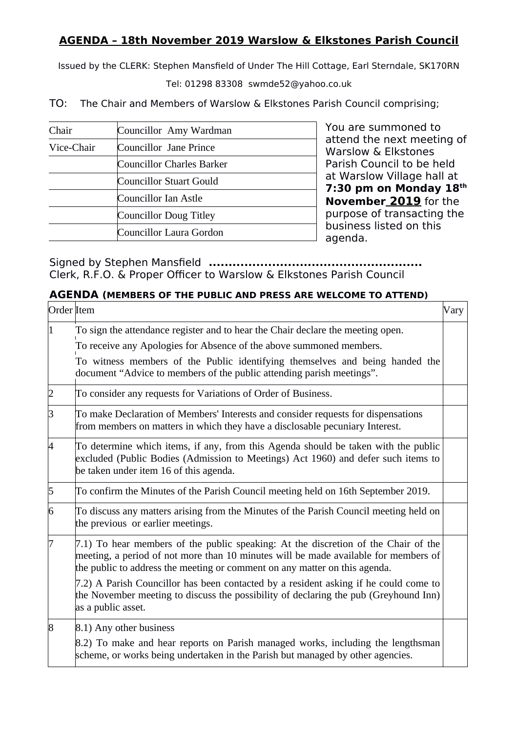# **AGENDA – 18th November 2019 Warslow & Elkstones Parish Council**

Issued by the CLERK: Stephen Mansfield of Under The Hill Cottage, Earl Sterndale, SK170RN

Tel: 01298 83308 swmde52@yahoo.co.uk

TO: The Chair and Members of Warslow & Elkstones Parish Council comprising;

| Chair | Councillor Amy Wardman |
|---|---|
| Vice-Chair | Councillor Jane Prince |
| | Councillor Charles Barker |
| | Councillor Stuart Gould |
| | Councillor Ian Astle |
| | Councillor Doug Titley |
| | Councillor Laura Gordon |

You are summoned to attend the next meeting of Warslow & Elkstones Parish Council to be held at Warslow Village hall at **7:30 pm on Monday 18th November 2019** for the purpose of transacting the business listed on this agenda.

Signed by Stephen Mansfield **……………………………………………..**
Clerk, R.F.O. & Proper Officer to Warslow & Elkstones Parish Council

## **AGENDA (MEMBERS OF THE PUBLIC AND PRESS ARE WELCOME TO ATTEND)**

| Order | Item | Vary |
|---|---|---|
| 1 | To sign the attendance register and to hear the Chair declare the meeting open.<br>To receive any Apologies for Absence of the above summoned members.<br>To witness members of the Public identifying themselves and being handed the document "Advice to members of the public attending parish meetings". | |
| 2 | To consider any requests for Variations of Order of Business. | |
| 3 | To make Declaration of Members' Interests and consider requests for dispensations from members on matters in which they have a disclosable pecuniary Interest. | |
| 4 | To determine which items, if any, from this Agenda should be taken with the public excluded (Public Bodies (Admission to Meetings) Act 1960) and defer such items to be taken under item 16 of this agenda. | |
| 5 | To confirm the Minutes of the Parish Council meeting held on 16th September 2019. | |
| 6 | To discuss any matters arising from the Minutes of the Parish Council meeting held on the previous or earlier meetings. | |
| 7 | 7.1) To hear members of the public speaking: At the discretion of the Chair of the meeting, a period of not more than 10 minutes will be made available for members of the public to address the meeting or comment on any matter on this agenda.<br>7.2) A Parish Councillor has been contacted by a resident asking if he could come to the November meeting to discuss the possibility of declaring the pub (Greyhound Inn) as a public asset. | |
| 8 | 8.1) Any other business<br>8.2) To make and hear reports on Parish managed works, including the lengthsman scheme, or works being undertaken in the Parish but managed by other agencies. | |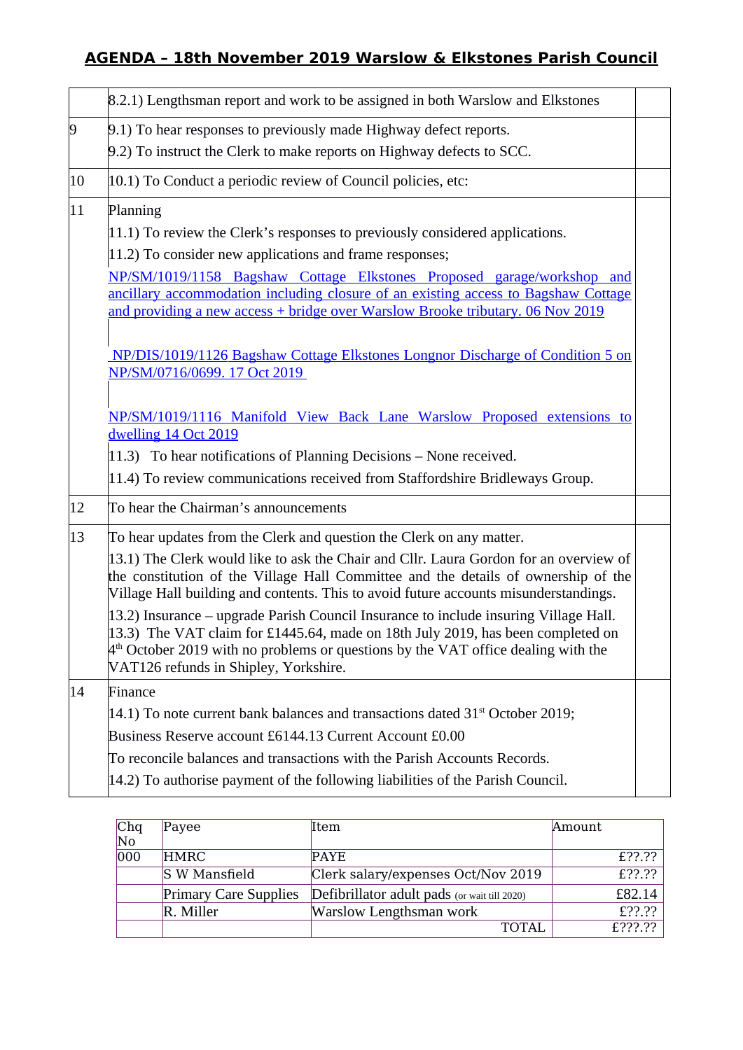# AGENDA – 18th November 2019 Warslow & Elkstones Parish Council

| | | |
|---|---|---|
| | 8.2.1) Lengthsman report and work to be assigned in both Warslow and Elkstones | |
| 9 | 9.1) To hear responses to previously made Highway defect reports.<br>9.2) To instruct the Clerk to make reports on Highway defects to SCC. | |
| 10 | 10.1) To Conduct a periodic review of Council policies, etc: | |
| 11 | Planning<br>11.1) To review the Clerk's responses to previously considered applications.<br>11.2) To consider new applications and frame responses;<br>NP/SM/1019/1158 Bagshaw Cottage Elkstones Proposed garage/workshop and ancillary accommodation including closure of an existing access to Bagshaw Cottage and providing a new access + bridge over Warslow Brooke tributary. 06 Nov 2019<br><br>NP/DIS/1019/1126 Bagshaw Cottage Elkstones Longnor Discharge of Condition 5 on NP/SM/0716/0699. 17 Oct 2019<br><br>NP/SM/1019/1116 Manifold View Back Lane Warslow Proposed extensions to dwelling 14 Oct 2019<br>11.3) To hear notifications of Planning Decisions – None received.<br>11.4) To review communications received from Staffordshire Bridleways Group. | |
| 12 | To hear the Chairman's announcements | |
| 13 | To hear updates from the Clerk and question the Clerk on any matter.<br>13.1) The Clerk would like to ask the Chair and Cllr. Laura Gordon for an overview of the constitution of the Village Hall Committee and the details of ownership of the Village Hall building and contents. This to avoid future accounts misunderstandings.<br>13.2) Insurance – upgrade Parish Council Insurance to include insuring Village Hall.<br>13.3) The VAT claim for £1445.64, made on 18th July 2019, has been completed on 4th October 2019 with no problems or questions by the VAT office dealing with the VAT126 refunds in Shipley, Yorkshire. | |
| 14 | Finance<br>14.1) To note current bank balances and transactions dated 31st October 2019;<br>Business Reserve account £6144.13 Current Account £0.00<br>To reconcile balances and transactions with the Parish Accounts Records.<br>14.2) To authorise payment of the following liabilities of the Parish Council. | |

| Chq No | Payee | Item | Amount |
|---|---|---|---|
| 000 | HMRC | PAYE | £??.?? |
| | S W Mansfield | Clerk salary/expenses Oct/Nov 2019 | £??.?? |
| | Primary Care Supplies | Defibrillator adult pads (or wait till 2020) | £82.14 |
| | R. Miller | Warslow Lengthsman work | £??.?? |
| | | TOTAL | £???.?? |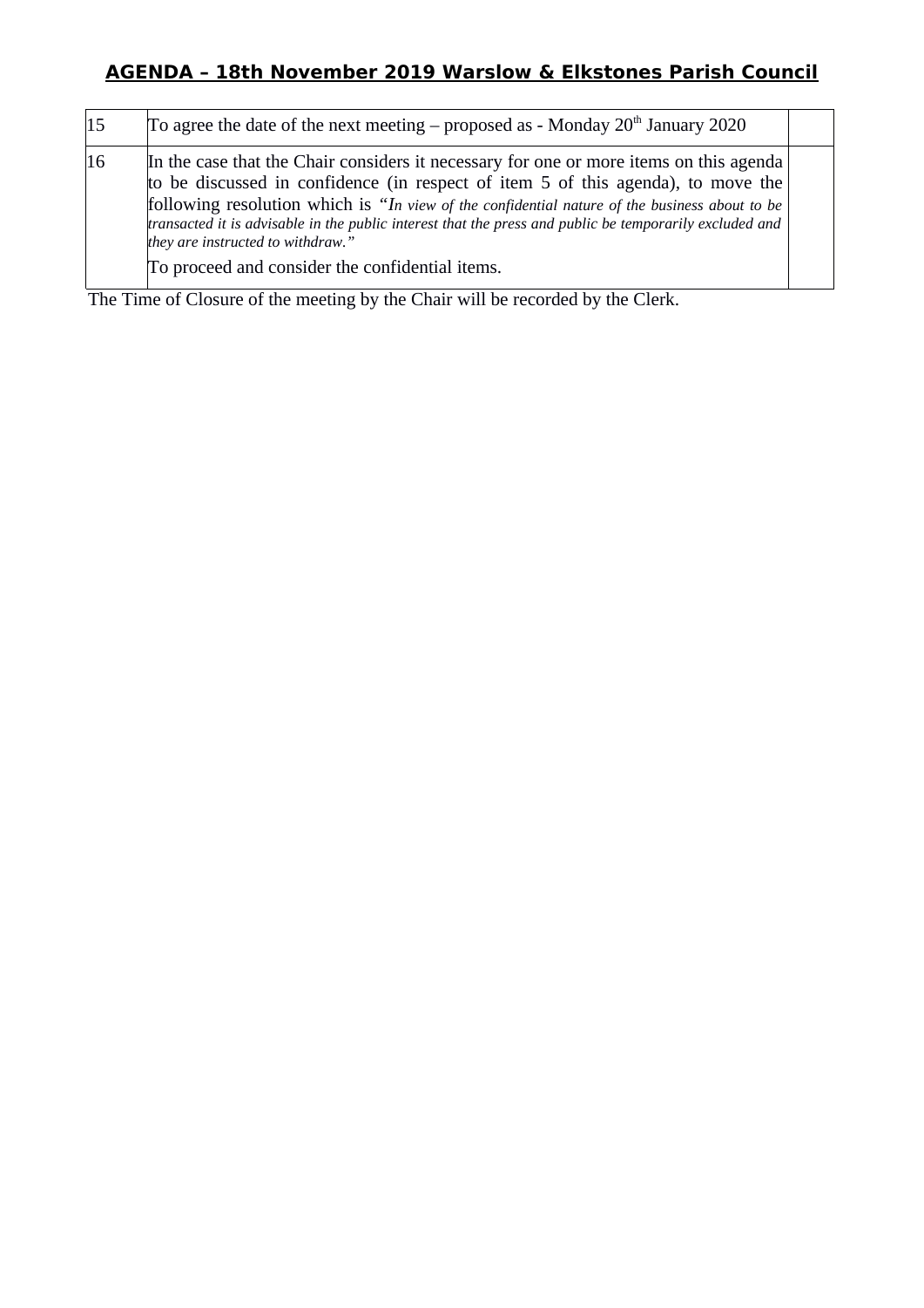| | | |
|---|---|---|
| 15 | To agree the date of the next meeting – proposed as - Monday 20th January 2020 | |
| 16 | In the case that the Chair considers it necessary for one or more items on this agenda to be discussed in confidence (in respect of item 5 of this agenda), to move the following resolution which is *"In view of the confidential nature of the business about to be transacted it is advisable in the public interest that the press and public be temporarily excluded and they are instructed to withdraw."*<br>To proceed and consider the confidential items. | |

The Time of Closure of the meeting by the Chair will be recorded by the Clerk.